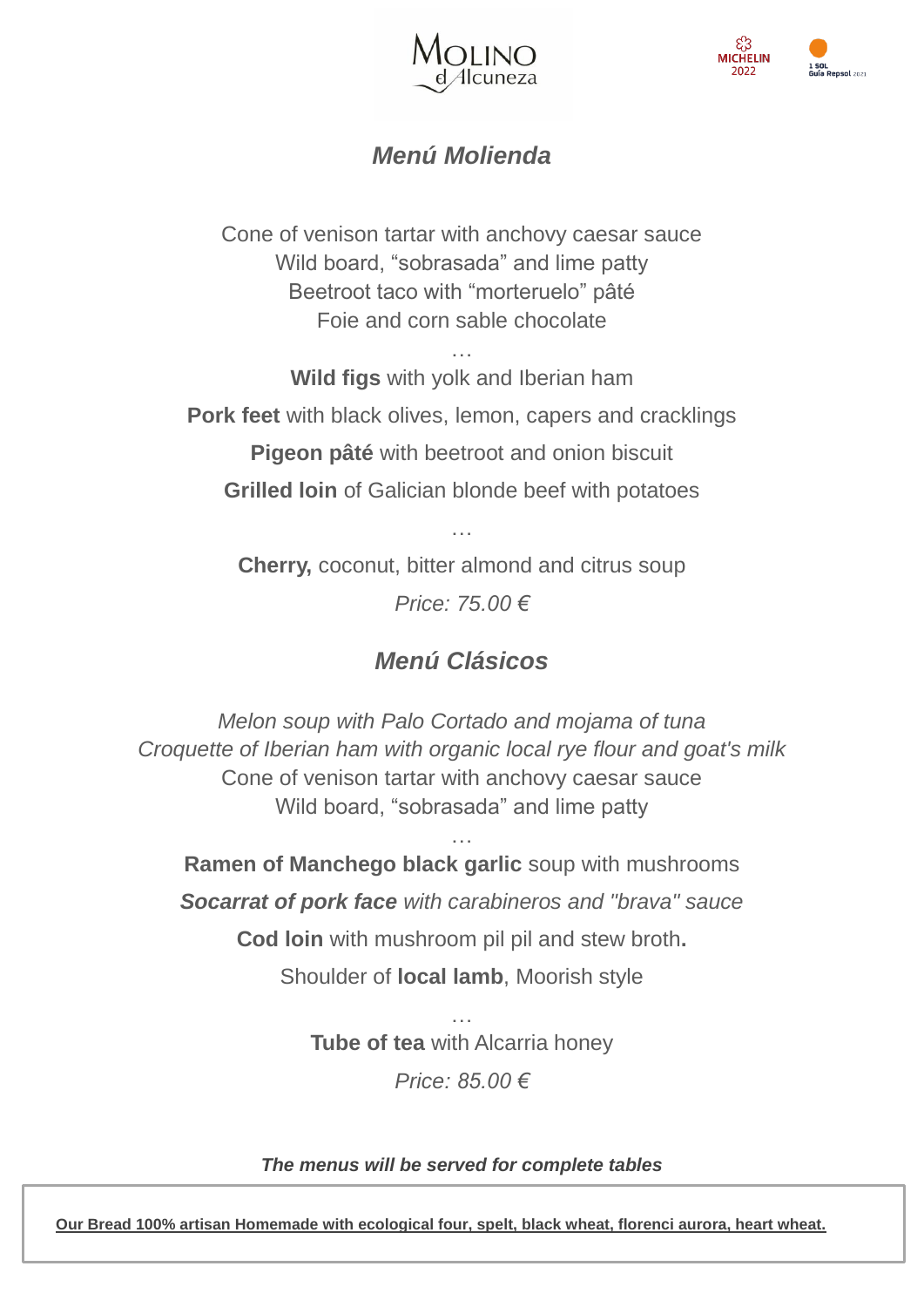Molino d Alcuneza

MICHELIN 2022

1 SOL Guía Repsol 2021

## *Menú Molienda*

Cone of venison tartar with anchovy caesar sauce
Wild board, "sobrasada" and lime patty
Beetroot taco with "morteruelo" pâté
Foie and corn sable chocolate

…

**Wild figs** with yolk and Iberian ham

**Pork feet** with black olives, lemon, capers and cracklings

**Pigeon pâté** with beetroot and onion biscuit

**Grilled loin** of Galician blonde beef with potatoes

…

**Cherry,** coconut, bitter almond and citrus soup

*Price: 75.00 €*

## *Menú Clásicos*

*Melon soup with Palo Cortado and mojama of tuna*
*Croquette of Iberian ham with organic local rye flour and goat's milk*
Cone of venison tartar with anchovy caesar sauce
Wild board, "sobrasada" and lime patty

…

**Ramen of Manchego black garlic** soup with mushrooms

***Socarrat of pork face*** *with carabineros and "brava" sauce*

**Cod loin** with mushroom pil pil and stew broth**.**

Shoulder of **local lamb**, Moorish style

…

**Tube of tea** with Alcarria honey

*Price: 85.00 €*

***The menus will be served for complete tables***

**Our Bread 100% artisan Homemade with ecological four, spelt, black wheat, florenci aurora, heart wheat.**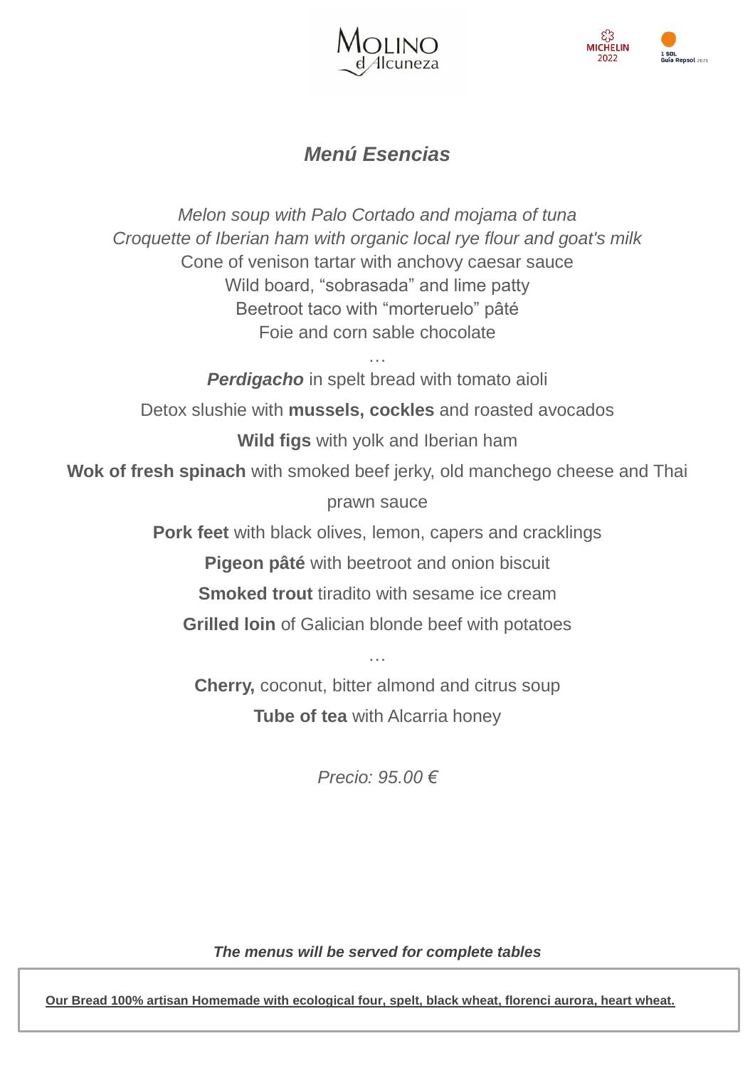Molino d'Alcuneza

MICHELIN 2022

1 SOL Guía Repsol 2021

# *Menú Esencias*

*Melon soup with Palo Cortado and mojama of tuna*
*Croquette of Iberian ham with organic local rye flour and goat's milk*
Cone of venison tartar with anchovy caesar sauce
Wild board, "sobrasada" and lime patty
Beetroot taco with "morteruelo" pâté
Foie and corn sable chocolate

…

***Perdigacho*** in spelt bread with tomato aioli

Detox slushie with **mussels, cockles** and roasted avocados

**Wild figs** with yolk and Iberian ham

**Wok of fresh spinach** with smoked beef jerky, old manchego cheese and Thai prawn sauce

**Pork feet** with black olives, lemon, capers and cracklings

**Pigeon pâté** with beetroot and onion biscuit

**Smoked trout** tiradito with sesame ice cream

**Grilled loin** of Galician blonde beef with potatoes

…

**Cherry,** coconut, bitter almond and citrus soup

**Tube of tea** with Alcarria honey

*Precio: 95.00 €*

***The menus will be served for complete tables***

**Our Bread 100% artisan Homemade with ecological four, spelt, black wheat, florenci aurora, heart wheat.**